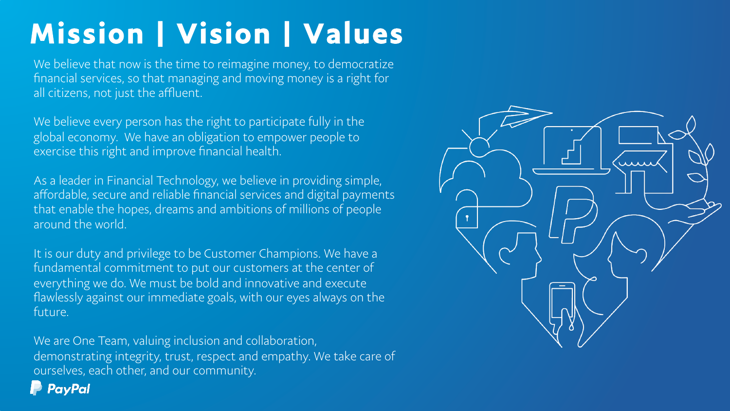# Mission | Vision | Values

We believe that now is the time to reimagine money, to democratize financial services, so that managing and moving money is a right for all citizens, not just the affluent.

We believe every person has the right to participate fully in the global economy. We have an obligation to empower people to exercise this right and improve financial health.

As a leader in Financial Technology, we believe in providing simple, affordable, secure and reliable financial services and digital payments that enable the hopes, dreams and ambitions of millions of people around the world.

It is our duty and privilege to be Customer Champions. We have a fundamental commitment to put our customers at the center of everything we do. We must be bold and innovative and execute flawlessly against our immediate goals, with our eyes always on the future.

We are One Team, valuing inclusion and collaboration, demonstrating integrity, trust, respect and empathy. We take care of ourselves, each other, and our community.

PayPal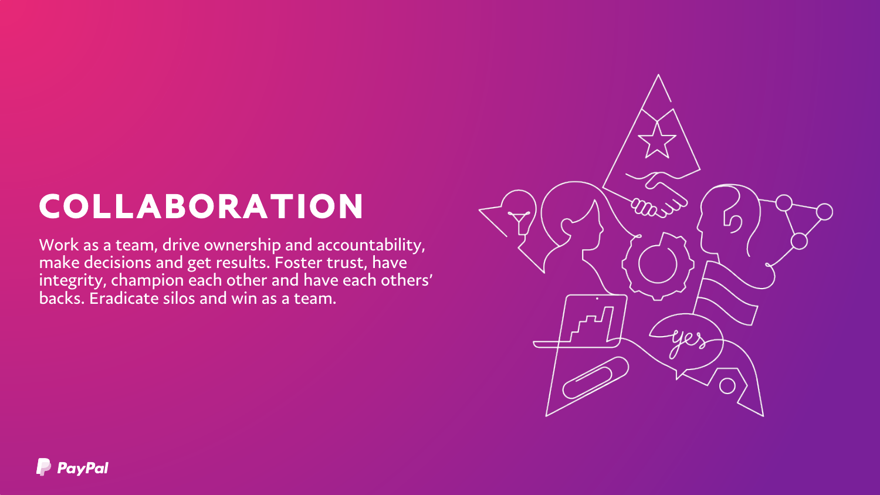# COLLABORATION

Work as a team, drive ownership and accountability, make decisions and get results. Foster trust, have integrity, champion each other and have each others' backs. Eradicate silos and win as a team.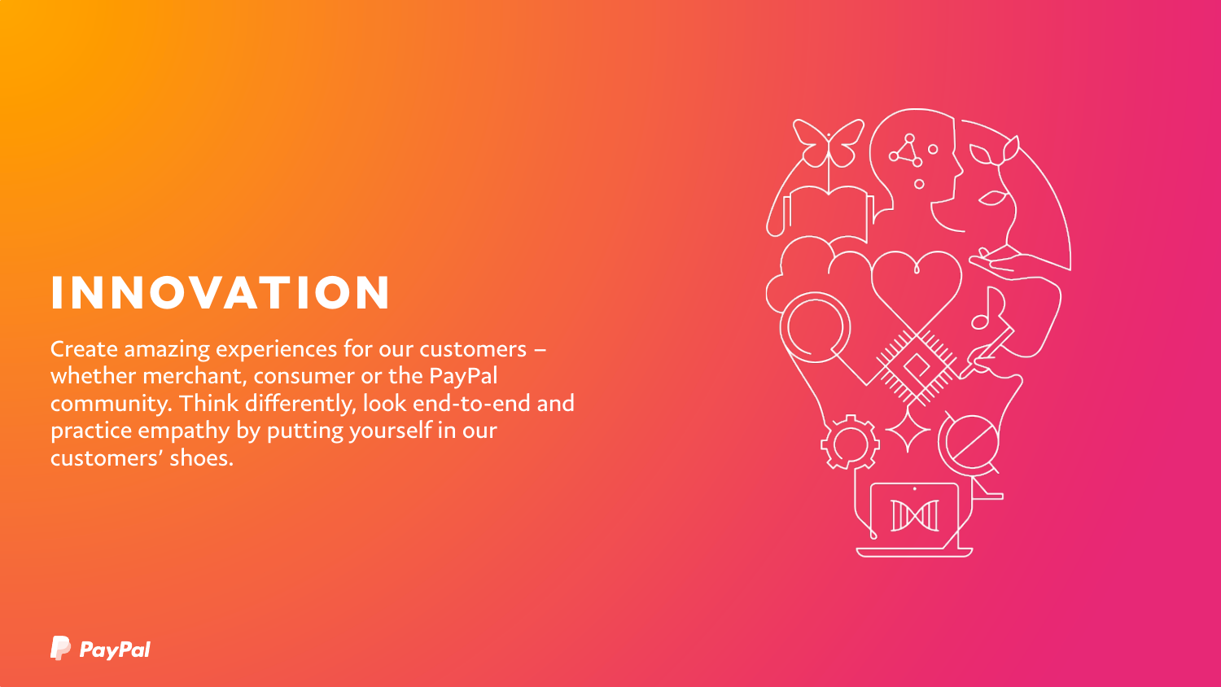# INNOVATION

Create amazing experiences for our customers – whether merchant, consumer or the PayPal community. Think differently, look end-to-end and practice empathy by putting yourself in our customers' shoes.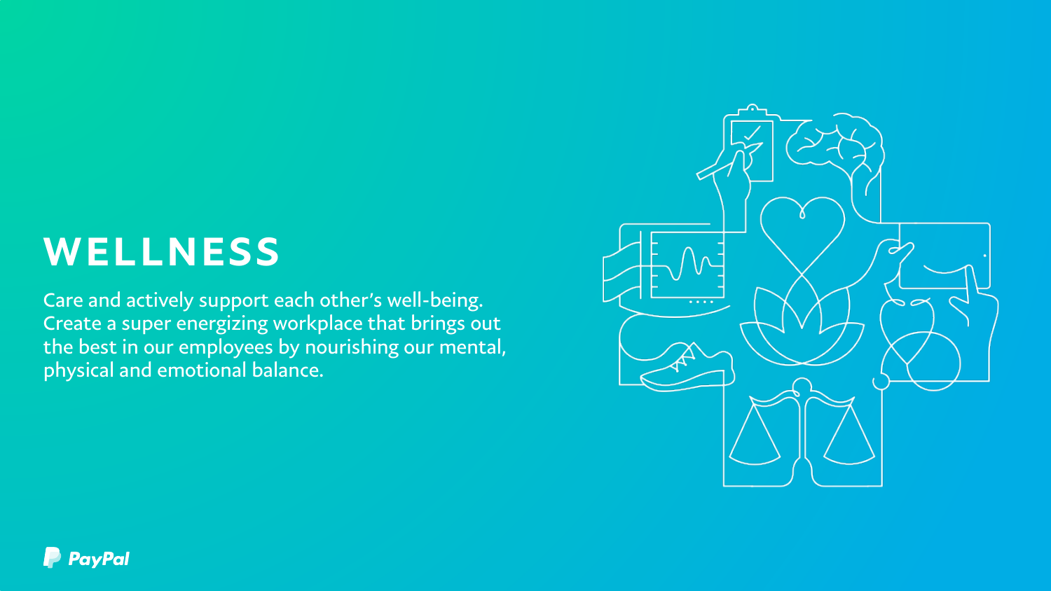# WELLNESS

Care and actively support each other's well-being. Create a super energizing workplace that brings out the best in our employees by nourishing our mental, physical and emotional balance.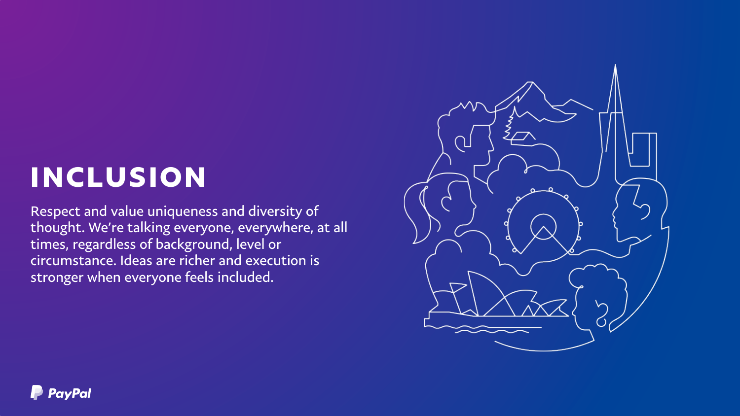# INCLUSION

Respect and value uniqueness and diversity of thought. We're talking everyone, everywhere, at all times, regardless of background, level or circumstance. Ideas are richer and execution is stronger when everyone feels included.

PayPal